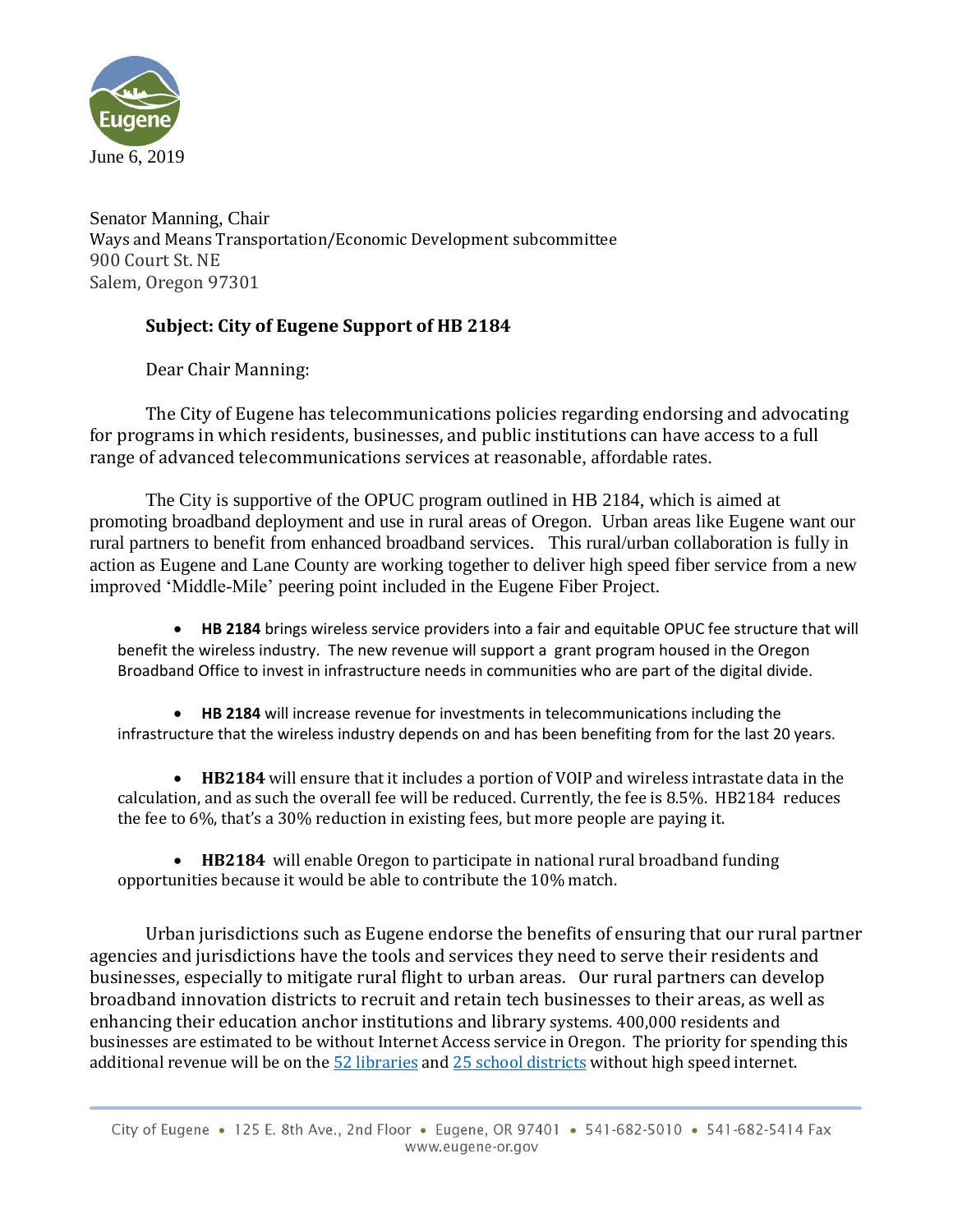June 6, 2019

Senator Manning, Chair
Ways and Means Transportation/Economic Development subcommittee
900 Court St. NE
Salem, Oregon 97301

**Subject: City of Eugene Support of HB 2184**

Dear Chair Manning:

The City of Eugene has telecommunications policies regarding endorsing and advocating for programs in which residents, businesses, and public institutions can have access to a full range of advanced telecommunications services at reasonable, affordable rates.

The City is supportive of the OPUC program outlined in HB 2184, which is aimed at promoting broadband deployment and use in rural areas of Oregon. Urban areas like Eugene want our rural partners to benefit from enhanced broadband services. This rural/urban collaboration is fully in action as Eugene and Lane County are working together to deliver high speed fiber service from a new improved 'Middle-Mile' peering point included in the Eugene Fiber Project.

- **HB 2184** brings wireless service providers into a fair and equitable OPUC fee structure that will benefit the wireless industry. The new revenue will support a grant program housed in the Oregon Broadband Office to invest in infrastructure needs in communities who are part of the digital divide.

- **HB 2184** will increase revenue for investments in telecommunications including the infrastructure that the wireless industry depends on and has been benefiting from for the last 20 years.

- **HB2184** will ensure that it includes a portion of VOIP and wireless intrastate data in the calculation, and as such the overall fee will be reduced. Currently, the fee is 8.5%. HB2184 reduces the fee to 6%, that's a 30% reduction in existing fees, but more people are paying it.

- **HB2184** will enable Oregon to participate in national rural broadband funding opportunities because it would be able to contribute the 10% match.

Urban jurisdictions such as Eugene endorse the benefits of ensuring that our rural partner agencies and jurisdictions have the tools and services they need to serve their residents and businesses, especially to mitigate rural flight to urban areas. Our rural partners can develop broadband innovation districts to recruit and retain tech businesses to their areas, as well as enhancing their education anchor institutions and library systems. 400,000 residents and businesses are estimated to be without Internet Access service in Oregon. The priority for spending this additional revenue will be on the 52 libraries and 25 school districts without high speed internet.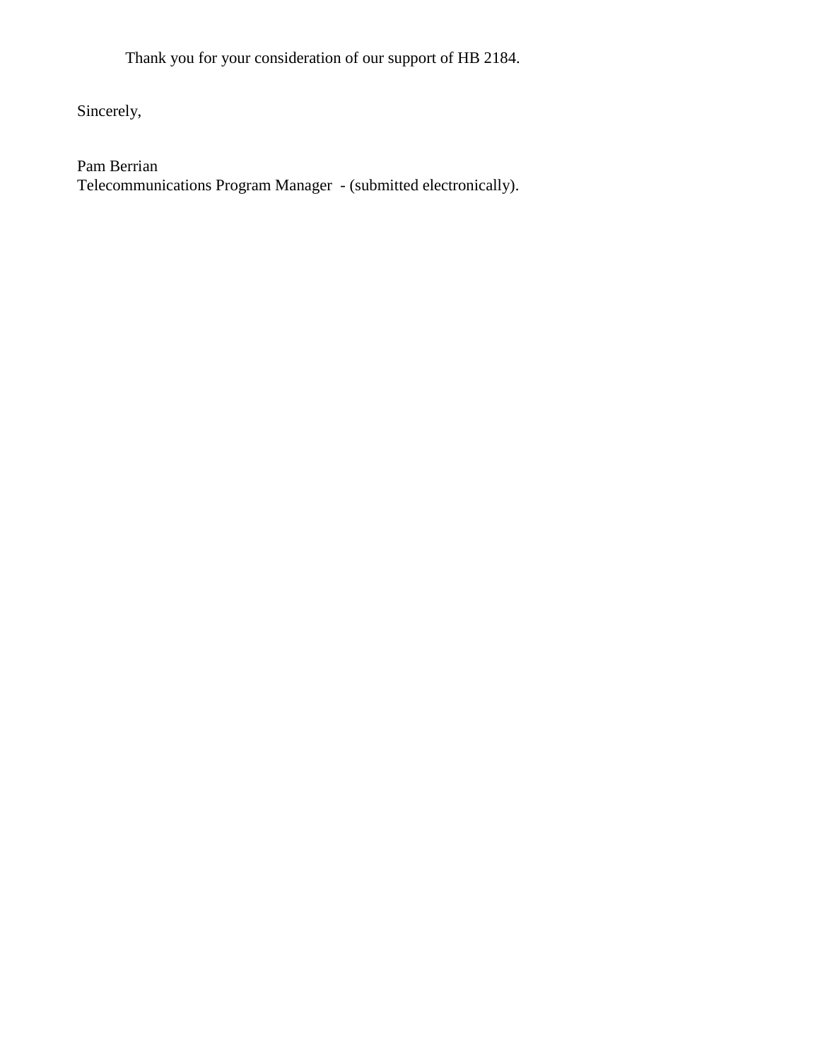Thank you for your consideration of our support of HB 2184.

Sincerely,

Pam Berrian  
Telecommunications Program Manager - (submitted electronically).